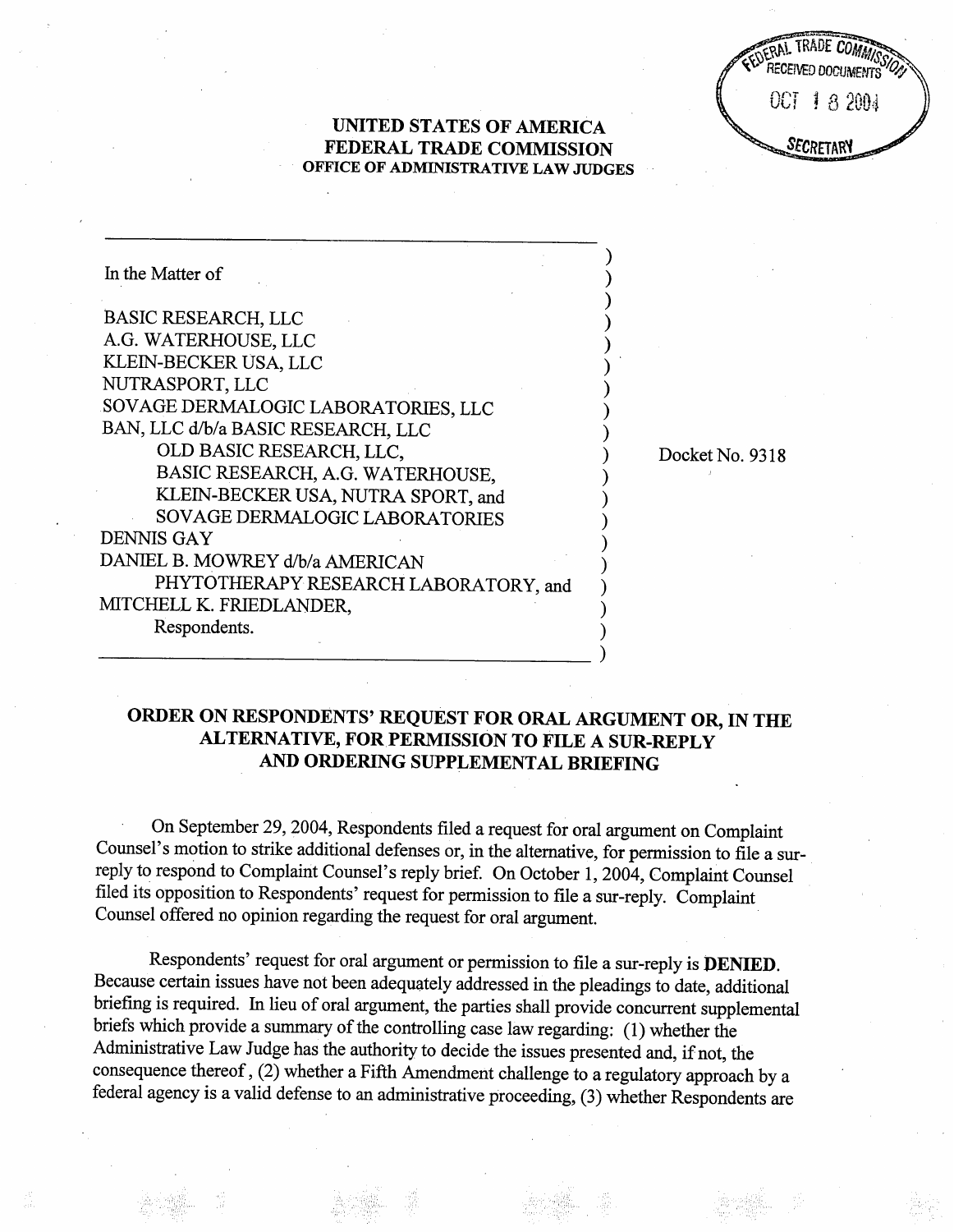FEDERAL TRADE COMMISSION
RECEIVED DOCUMENTS
OCT 18 2004
SECRETARY

**UNITED STATES OF AMERICA**
**FEDERAL TRADE COMMISSION**
**OFFICE OF ADMINISTRATIVE LAW JUDGES**

In the Matter of

BASIC RESEARCH, LLC
A.G. WATERHOUSE, LLC
KLEIN-BECKER USA, LLC
NUTRASPORT, LLC
SOVAGE DERMALOGIC LABORATORIES, LLC
BAN, LLC d/b/a BASIC RESEARCH, LLC
OLD BASIC RESEARCH, LLC,
BASIC RESEARCH, A.G. WATERHOUSE,
KLEIN-BECKER USA, NUTRA SPORT, and
SOVAGE DERMALOGIC LABORATORIES
DENNIS GAY
DANIEL B. MOWREY d/b/a AMERICAN
PHYTOTHERAPY RESEARCH LABORATORY, and
MITCHELL K. FRIEDLANDER,
Respondents.

Docket No. 9318

**ORDER ON RESPONDENTS' REQUEST FOR ORAL ARGUMENT OR, IN THE ALTERNATIVE, FOR PERMISSION TO FILE A SUR-REPLY AND ORDERING SUPPLEMENTAL BRIEFING**

On September 29, 2004, Respondents filed a request for oral argument on Complaint Counsel's motion to strike additional defenses or, in the alternative, for permission to file a sur-reply to respond to Complaint Counsel's reply brief. On October 1, 2004, Complaint Counsel filed its opposition to Respondents' request for permission to file a sur-reply. Complaint Counsel offered no opinion regarding the request for oral argument.

Respondents' request for oral argument or permission to file a sur-reply is **DENIED**. Because certain issues have not been adequately addressed in the pleadings to date, additional briefing is required. In lieu of oral argument, the parties shall provide concurrent supplemental briefs which provide a summary of the controlling case law regarding: (1) whether the Administrative Law Judge has the authority to decide the issues presented and, if not, the consequence thereof, (2) whether a Fifth Amendment challenge to a regulatory approach by a federal agency is a valid defense to an administrative proceeding, (3) whether Respondents are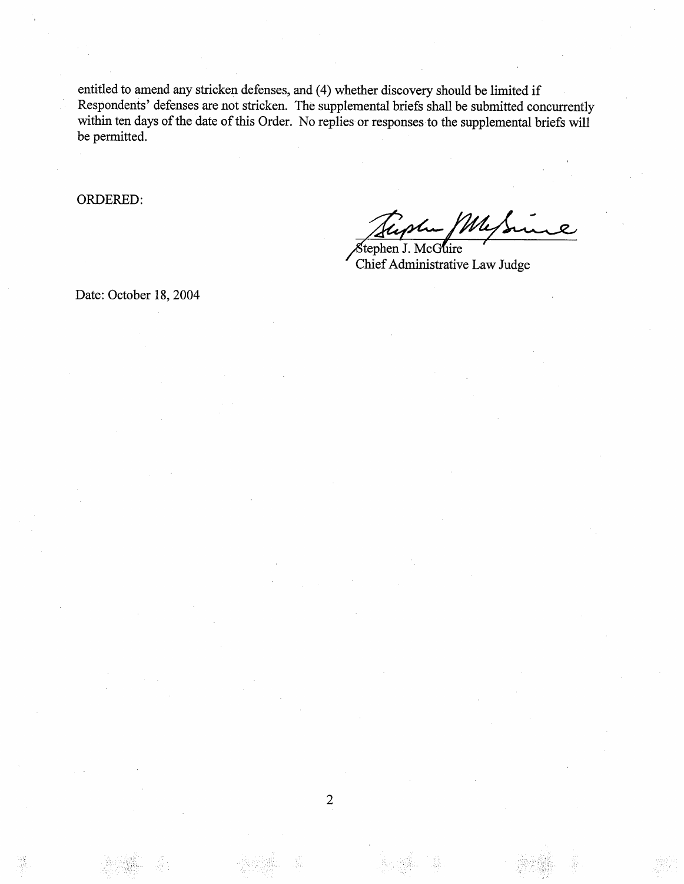entitled to amend any stricken defenses, and (4) whether discovery should be limited if Respondents' defenses are not stricken. The supplemental briefs shall be submitted concurrently within ten days of the date of this Order. No replies or responses to the supplemental briefs will be permitted.

ORDERED:

Stephen J. McGuire
Chief Administrative Law Judge

Date: October 18, 2004